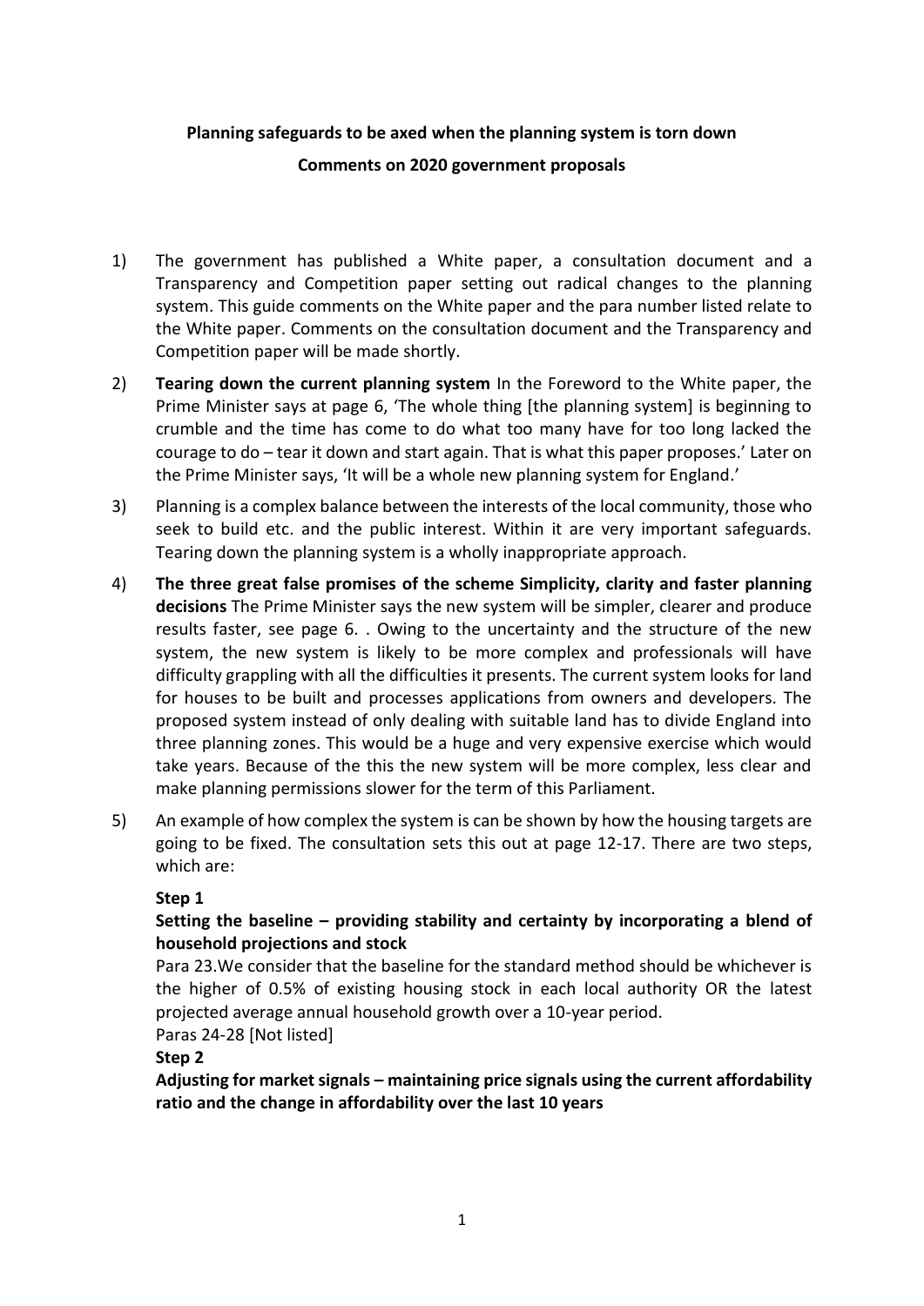**Planning safeguards to be axed when the planning system is torn down**

**Comments on 2020 government proposals**

1) The government has published a White paper, a consultation document and a Transparency and Competition paper setting out radical changes to the planning system. This guide comments on the White paper and the para number listed relate to the White paper. Comments on the consultation document and the Transparency and Competition paper will be made shortly.

2) **Tearing down the current planning system** In the Foreword to the White paper, the Prime Minister says at page 6, 'The whole thing [the planning system] is beginning to crumble and the time has come to do what too many have for too long lacked the courage to do – tear it down and start again. That is what this paper proposes.' Later on the Prime Minister says, 'It will be a whole new planning system for England.'

3) Planning is a complex balance between the interests of the local community, those who seek to build etc. and the public interest. Within it are very important safeguards. Tearing down the planning system is a wholly inappropriate approach.

4) **The three great false promises of the scheme Simplicity, clarity and faster planning decisions** The Prime Minister says the new system will be simpler, clearer and produce results faster, see page 6. . Owing to the uncertainty and the structure of the new system, the new system is likely to be more complex and professionals will have difficulty grappling with all the difficulties it presents. The current system looks for land for houses to be built and processes applications from owners and developers. The proposed system instead of only dealing with suitable land has to divide England into three planning zones. This would be a huge and very expensive exercise which would take years. Because of the this the new system will be more complex, less clear and make planning permissions slower for the term of this Parliament.

5) An example of how complex the system is can be shown by how the housing targets are going to be fixed. The consultation sets this out at page 12-17. There are two steps, which are:

   **Step 1**

   **Setting the baseline – providing stability and certainty by incorporating a blend of household projections and stock**

   Para 23.We consider that the baseline for the standard method should be whichever is the higher of 0.5% of existing housing stock in each local authority OR the latest projected average annual household growth over a 10-year period.

   Paras 24-28 [Not listed]

   **Step 2**

   **Adjusting for market signals – maintaining price signals using the current affordability ratio and the change in affordability over the last 10 years**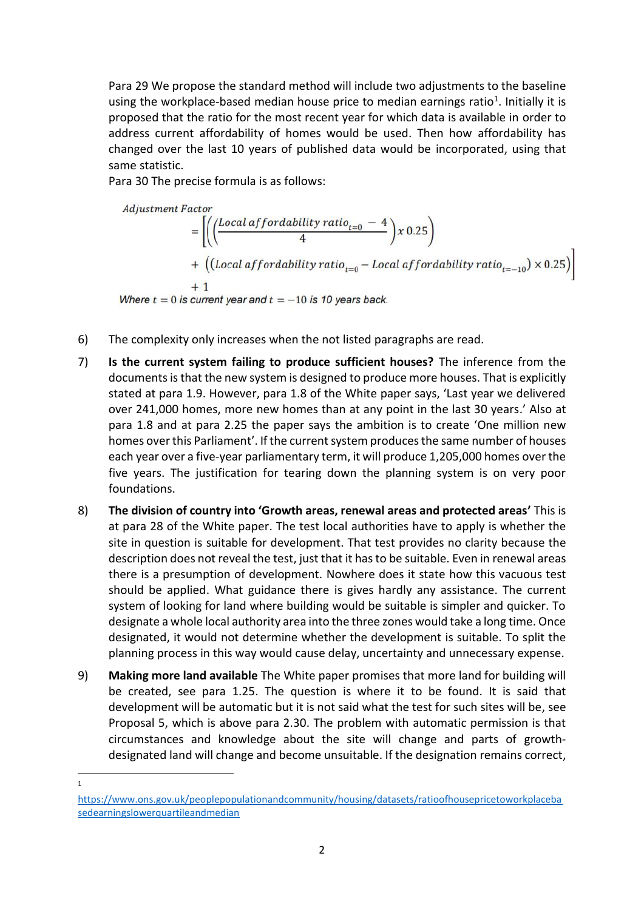Para 29 We propose the standard method will include two adjustments to the baseline using the workplace-based median house price to median earnings ratio[1]. Initially it is proposed that the ratio for the most recent year for which data is available in order to address current affordability of homes would be used. Then how affordability has changed over the last 10 years of published data would be incorporated, using that same statistic.

Para 30 The precise formula is as follows:

$$\text{Adjustment Factor} = \left[\left(\left(\frac{\text{Local affordability ratio}_{t=0} - 4}{4}\right) x\, 0.25\right) + \left(\left(\text{Local affordability ratio}_{t=0} - \text{Local affordability ratio}_{t=-10}\right) \times 0.25\right)\right] + 1$$

*Where $t = 0$ is current year and $t = -10$ is 10 years back.*

6) The complexity only increases when the not listed paragraphs are read.

7) **Is the current system failing to produce sufficient houses?** The inference from the documents is that the new system is designed to produce more houses. That is explicitly stated at para 1.9. However, para 1.8 of the White paper says, 'Last year we delivered over 241,000 homes, more new homes than at any point in the last 30 years.' Also at para 1.8 and at para 2.25 the paper says the ambition is to create 'One million new homes over this Parliament'. If the current system produces the same number of houses each year over a five-year parliamentary term, it will produce 1,205,000 homes over the five years. The justification for tearing down the planning system is on very poor foundations.

8) **The division of country into 'Growth areas, renewal areas and protected areas'** This is at para 28 of the White paper. The test local authorities have to apply is whether the site in question is suitable for development. That test provides no clarity because the description does not reveal the test, just that it has to be suitable. Even in renewal areas there is a presumption of development. Nowhere does it state how this vacuous test should be applied. What guidance there is gives hardly any assistance. The current system of looking for land where building would be suitable is simpler and quicker. To designate a whole local authority area into the three zones would take a long time. Once designated, it would not determine whether the development is suitable. To split the planning process in this way would cause delay, uncertainty and unnecessary expense.

9) **Making more land available** The White paper promises that more land for building will be created, see para 1.25. The question is where it to be found. It is said that development will be automatic but it is not said what the test for such sites will be, see Proposal 5, which is above para 2.30. The problem with automatic permission is that circumstances and knowledge about the site will change and parts of growth-designated land will change and become unsuitable. If the designation remains correct,

---

[1] https://www.ons.gov.uk/peoplepopulationandcommunity/housing/datasets/ratioofhousepricetoworkplacebasedearningslowerquartileandmedian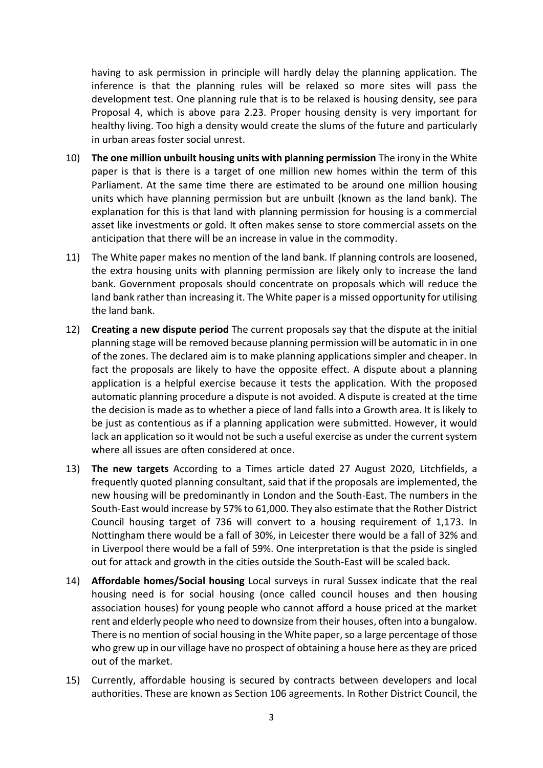having to ask permission in principle will hardly delay the planning application. The inference is that the planning rules will be relaxed so more sites will pass the development test. One planning rule that is to be relaxed is housing density, see para Proposal 4, which is above para 2.23. Proper housing density is very important for healthy living. Too high a density would create the slums of the future and particularly in urban areas foster social unrest.

10) **The one million unbuilt housing units with planning permission** The irony in the White paper is that is there is a target of one million new homes within the term of this Parliament. At the same time there are estimated to be around one million housing units which have planning permission but are unbuilt (known as the land bank). The explanation for this is that land with planning permission for housing is a commercial asset like investments or gold. It often makes sense to store commercial assets on the anticipation that there will be an increase in value in the commodity.

11) The White paper makes no mention of the land bank. If planning controls are loosened, the extra housing units with planning permission are likely only to increase the land bank. Government proposals should concentrate on proposals which will reduce the land bank rather than increasing it. The White paper is a missed opportunity for utilising the land bank.

12) **Creating a new dispute period** The current proposals say that the dispute at the initial planning stage will be removed because planning permission will be automatic in in one of the zones. The declared aim is to make planning applications simpler and cheaper. In fact the proposals are likely to have the opposite effect. A dispute about a planning application is a helpful exercise because it tests the application. With the proposed automatic planning procedure a dispute is not avoided. A dispute is created at the time the decision is made as to whether a piece of land falls into a Growth area. It is likely to be just as contentious as if a planning application were submitted. However, it would lack an application so it would not be such a useful exercise as under the current system where all issues are often considered at once.

13) **The new targets** According to a Times article dated 27 August 2020, Litchfields, a frequently quoted planning consultant, said that if the proposals are implemented, the new housing will be predominantly in London and the South-East. The numbers in the South-East would increase by 57% to 61,000. They also estimate that the Rother District Council housing target of 736 will convert to a housing requirement of 1,173. In Nottingham there would be a fall of 30%, in Leicester there would be a fall of 32% and in Liverpool there would be a fall of 59%. One interpretation is that the pside is singled out for attack and growth in the cities outside the South-East will be scaled back.

14) **Affordable homes/Social housing** Local surveys in rural Sussex indicate that the real housing need is for social housing (once called council houses and then housing association houses) for young people who cannot afford a house priced at the market rent and elderly people who need to downsize from their houses, often into a bungalow. There is no mention of social housing in the White paper, so a large percentage of those who grew up in our village have no prospect of obtaining a house here as they are priced out of the market.

15) Currently, affordable housing is secured by contracts between developers and local authorities. These are known as Section 106 agreements. In Rother District Council, the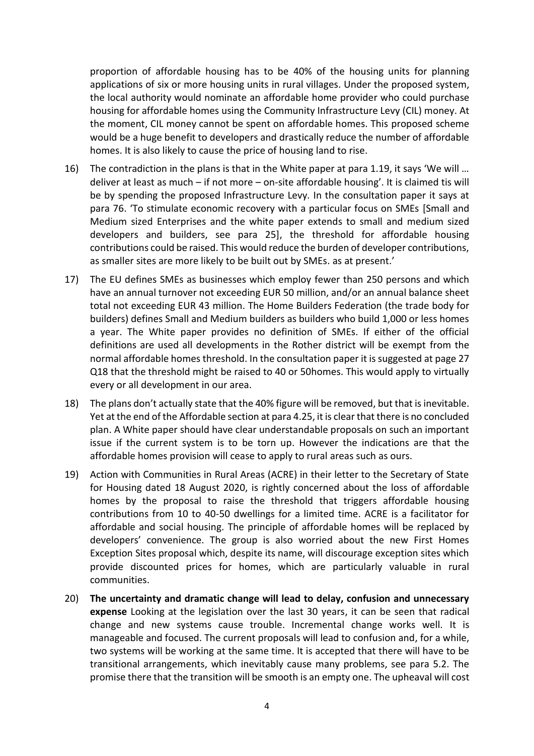proportion of affordable housing has to be 40% of the housing units for planning applications of six or more housing units in rural villages. Under the proposed system, the local authority would nominate an affordable home provider who could purchase housing for affordable homes using the Community Infrastructure Levy (CIL) money. At the moment, CIL money cannot be spent on affordable homes. This proposed scheme would be a huge benefit to developers and drastically reduce the number of affordable homes. It is also likely to cause the price of housing land to rise.

16) The contradiction in the plans is that in the White paper at para 1.19, it says 'We will … deliver at least as much – if not more – on-site affordable housing'. It is claimed tis will be by spending the proposed Infrastructure Levy. In the consultation paper it says at para 76. 'To stimulate economic recovery with a particular focus on SMEs [Small and Medium sized Enterprises and the white paper extends to small and medium sized developers and builders, see para 25], the threshold for affordable housing contributions could be raised. This would reduce the burden of developer contributions, as smaller sites are more likely to be built out by SMEs. as at present.'

17) The EU defines SMEs as businesses which employ fewer than 250 persons and which have an annual turnover not exceeding EUR 50 million, and/or an annual balance sheet total not exceeding EUR 43 million. The Home Builders Federation (the trade body for builders) defines Small and Medium builders as builders who build 1,000 or less homes a year. The White paper provides no definition of SMEs. If either of the official definitions are used all developments in the Rother district will be exempt from the normal affordable homes threshold. In the consultation paper it is suggested at page 27 Q18 that the threshold might be raised to 40 or 50homes. This would apply to virtually every or all development in our area.

18) The plans don't actually state that the 40% figure will be removed, but that is inevitable. Yet at the end of the Affordable section at para 4.25, it is clear that there is no concluded plan. A White paper should have clear understandable proposals on such an important issue if the current system is to be torn up. However the indications are that the affordable homes provision will cease to apply to rural areas such as ours.

19) Action with Communities in Rural Areas (ACRE) in their letter to the Secretary of State for Housing dated 18 August 2020, is rightly concerned about the loss of affordable homes by the proposal to raise the threshold that triggers affordable housing contributions from 10 to 40-50 dwellings for a limited time. ACRE is a facilitator for affordable and social housing. The principle of affordable homes will be replaced by developers' convenience. The group is also worried about the new First Homes Exception Sites proposal which, despite its name, will discourage exception sites which provide discounted prices for homes, which are particularly valuable in rural communities.

20) **The uncertainty and dramatic change will lead to delay, confusion and unnecessary expense** Looking at the legislation over the last 30 years, it can be seen that radical change and new systems cause trouble. Incremental change works well. It is manageable and focused. The current proposals will lead to confusion and, for a while, two systems will be working at the same time. It is accepted that there will have to be transitional arrangements, which inevitably cause many problems, see para 5.2. The promise there that the transition will be smooth is an empty one. The upheaval will cost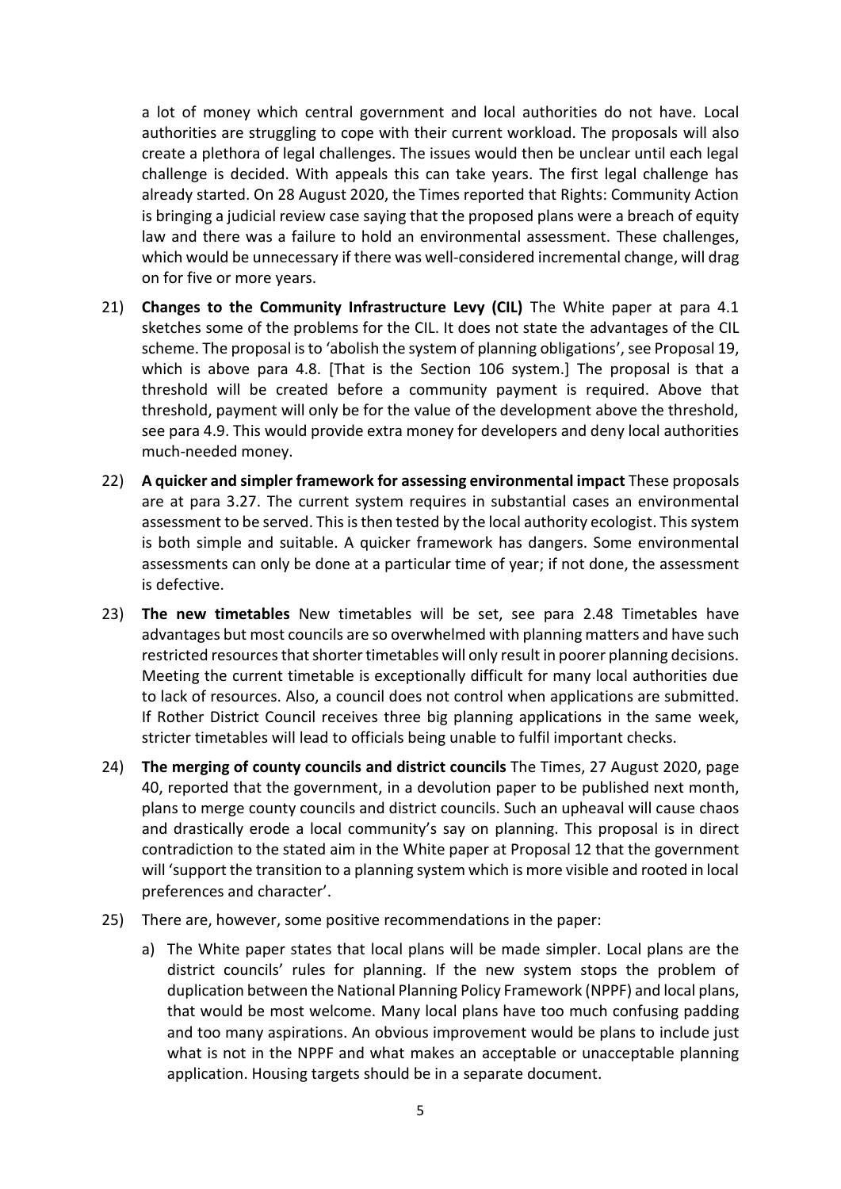a lot of money which central government and local authorities do not have. Local authorities are struggling to cope with their current workload. The proposals will also create a plethora of legal challenges. The issues would then be unclear until each legal challenge is decided. With appeals this can take years. The first legal challenge has already started. On 28 August 2020, the Times reported that Rights: Community Action is bringing a judicial review case saying that the proposed plans were a breach of equity law and there was a failure to hold an environmental assessment. These challenges, which would be unnecessary if there was well-considered incremental change, will drag on for five or more years.

21) **Changes to the Community Infrastructure Levy (CIL)** The White paper at para 4.1 sketches some of the problems for the CIL. It does not state the advantages of the CIL scheme. The proposal is to 'abolish the system of planning obligations', see Proposal 19, which is above para 4.8. [That is the Section 106 system.] The proposal is that a threshold will be created before a community payment is required. Above that threshold, payment will only be for the value of the development above the threshold, see para 4.9. This would provide extra money for developers and deny local authorities much-needed money.

22) **A quicker and simpler framework for assessing environmental impact** These proposals are at para 3.27. The current system requires in substantial cases an environmental assessment to be served. This is then tested by the local authority ecologist. This system is both simple and suitable. A quicker framework has dangers. Some environmental assessments can only be done at a particular time of year; if not done, the assessment is defective.

23) **The new timetables** New timetables will be set, see para 2.48 Timetables have advantages but most councils are so overwhelmed with planning matters and have such restricted resources that shorter timetables will only result in poorer planning decisions. Meeting the current timetable is exceptionally difficult for many local authorities due to lack of resources. Also, a council does not control when applications are submitted. If Rother District Council receives three big planning applications in the same week, stricter timetables will lead to officials being unable to fulfil important checks.

24) **The merging of county councils and district councils** The Times, 27 August 2020, page 40, reported that the government, in a devolution paper to be published next month, plans to merge county councils and district councils. Such an upheaval will cause chaos and drastically erode a local community's say on planning. This proposal is in direct contradiction to the stated aim in the White paper at Proposal 12 that the government will 'support the transition to a planning system which is more visible and rooted in local preferences and character'.

25) There are, however, some positive recommendations in the paper:

    a) The White paper states that local plans will be made simpler. Local plans are the district councils' rules for planning. If the new system stops the problem of duplication between the National Planning Policy Framework (NPPF) and local plans, that would be most welcome. Many local plans have too much confusing padding and too many aspirations. An obvious improvement would be plans to include just what is not in the NPPF and what makes an acceptable or unacceptable planning application. Housing targets should be in a separate document.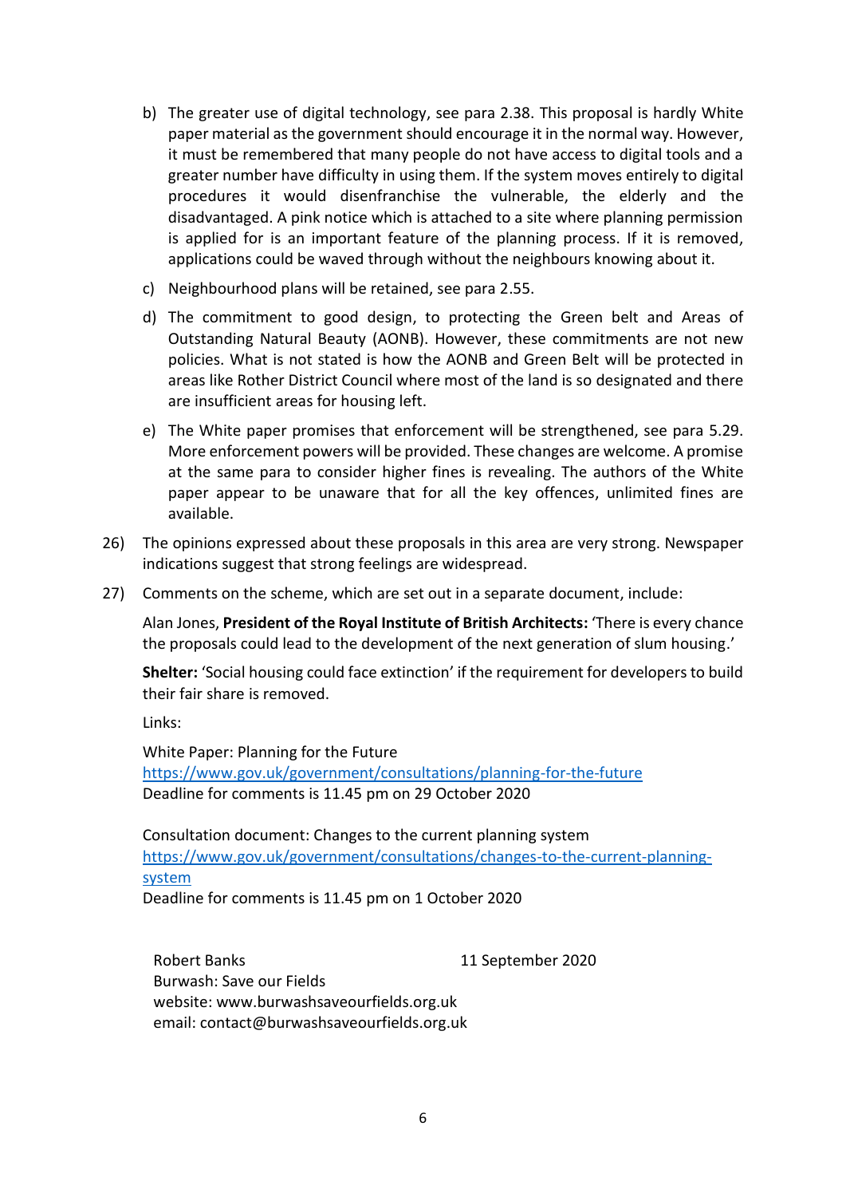b) The greater use of digital technology, see para 2.38. This proposal is hardly White paper material as the government should encourage it in the normal way. However, it must be remembered that many people do not have access to digital tools and a greater number have difficulty in using them. If the system moves entirely to digital procedures it would disenfranchise the vulnerable, the elderly and the disadvantaged. A pink notice which is attached to a site where planning permission is applied for is an important feature of the planning process. If it is removed, applications could be waved through without the neighbours knowing about it.

c) Neighbourhood plans will be retained, see para 2.55.

d) The commitment to good design, to protecting the Green belt and Areas of Outstanding Natural Beauty (AONB). However, these commitments are not new policies. What is not stated is how the AONB and Green Belt will be protected in areas like Rother District Council where most of the land is so designated and there are insufficient areas for housing left.

e) The White paper promises that enforcement will be strengthened, see para 5.29. More enforcement powers will be provided. These changes are welcome. A promise at the same para to consider higher fines is revealing. The authors of the White paper appear to be unaware that for all the key offences, unlimited fines are available.

26) The opinions expressed about these proposals in this area are very strong. Newspaper indications suggest that strong feelings are widespread.

27) Comments on the scheme, which are set out in a separate document, include:

Alan Jones, **President of the Royal Institute of British Architects:** 'There is every chance the proposals could lead to the development of the next generation of slum housing.'

**Shelter:** 'Social housing could face extinction' if the requirement for developers to build their fair share is removed.

Links:

White Paper: Planning for the Future
https://www.gov.uk/government/consultations/planning-for-the-future
Deadline for comments is 11.45 pm on 29 October 2020

Consultation document: Changes to the current planning system
https://www.gov.uk/government/consultations/changes-to-the-current-planning-system
Deadline for comments is 11.45 pm on 1 October 2020

Robert Banks — 11 September 2020
Burwash: Save our Fields
website: www.burwashsaveourfields.org.uk
email: contact@burwashsaveourfields.org.uk